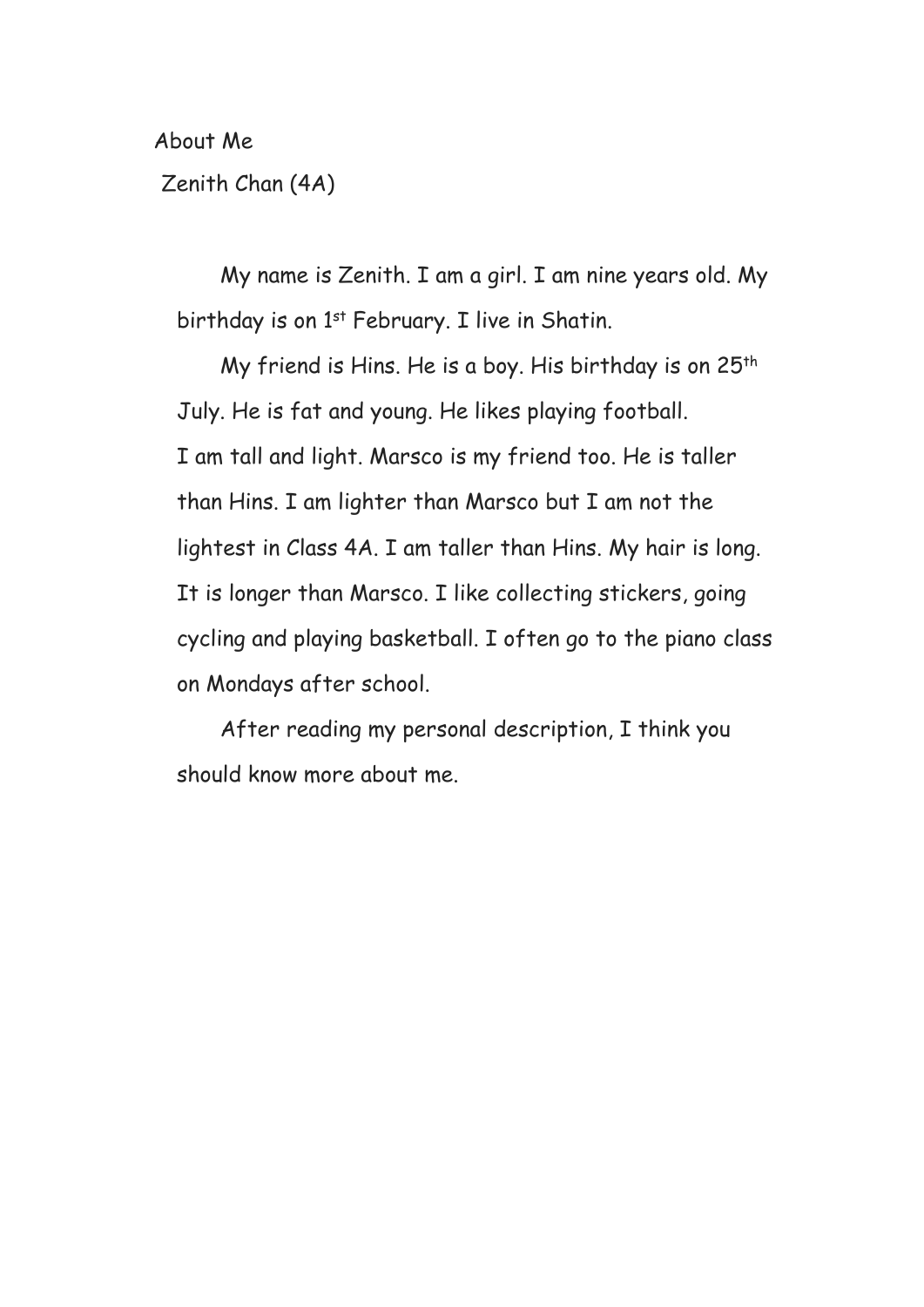About Me

Zenith Chan (4A)

My name is Zenith. I am a girl. I am nine years old. My birthday is on 1st February. I live in Shatin.

My friend is Hins. He is a boy. His birthday is on 25th July. He is fat and young. He likes playing football.
I am tall and light. Marsco is my friend too. He is taller than Hins. I am lighter than Marsco but I am not the lightest in Class 4A. I am taller than Hins. My hair is long. It is longer than Marsco. I like collecting stickers, going cycling and playing basketball. I often go to the piano class on Mondays after school.

After reading my personal description, I think you should know more about me.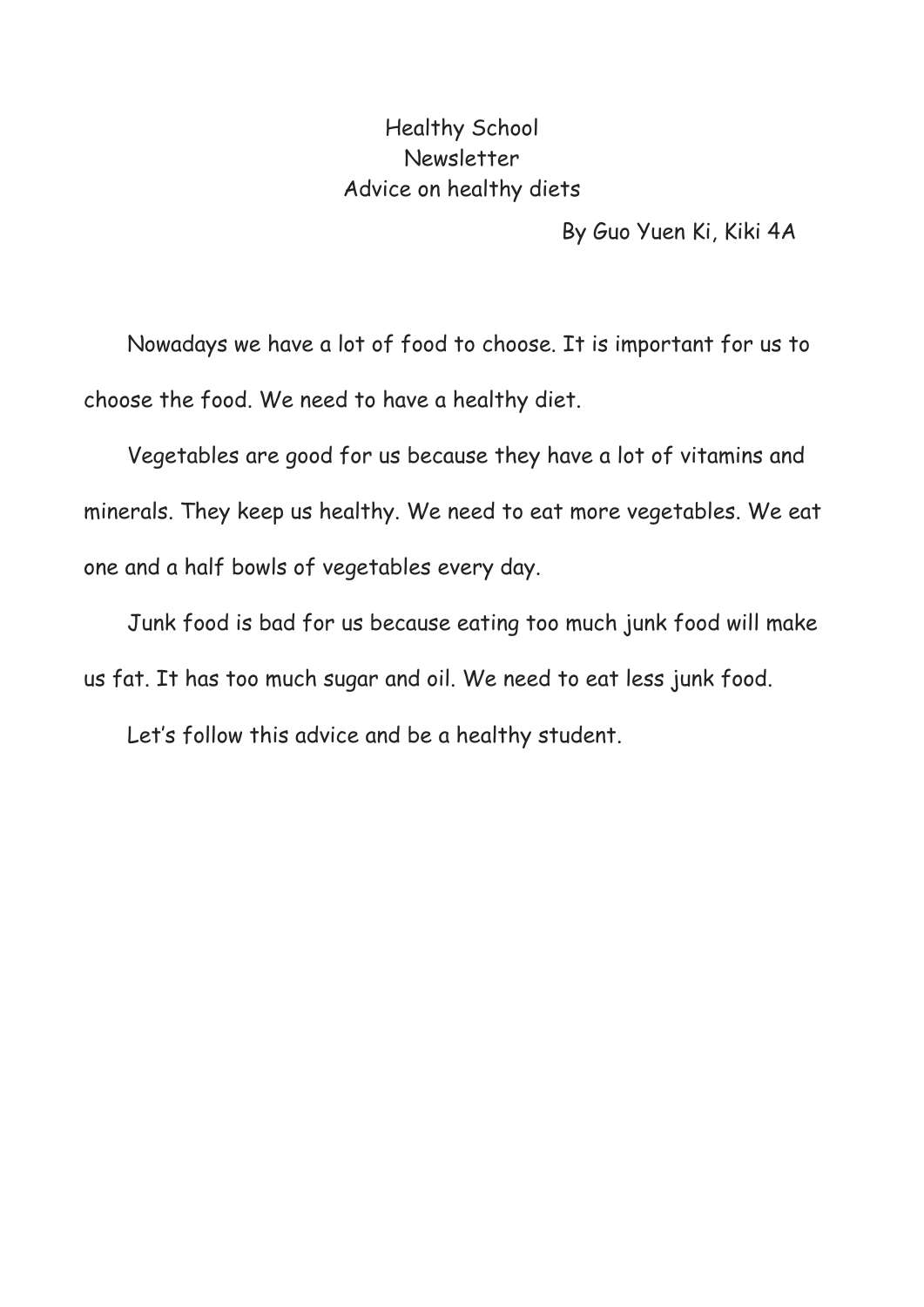# Healthy School Newsletter

## Advice on healthy diets

By Guo Yuen Ki, Kiki 4A

Nowadays we have a lot of food to choose. It is important for us to choose the food. We need to have a healthy diet.

Vegetables are good for us because they have a lot of vitamins and minerals. They keep us healthy. We need to eat more vegetables. We eat one and a half bowls of vegetables every day.

Junk food is bad for us because eating too much junk food will make us fat. It has too much sugar and oil. We need to eat less junk food.

Let's follow this advice and be a healthy student.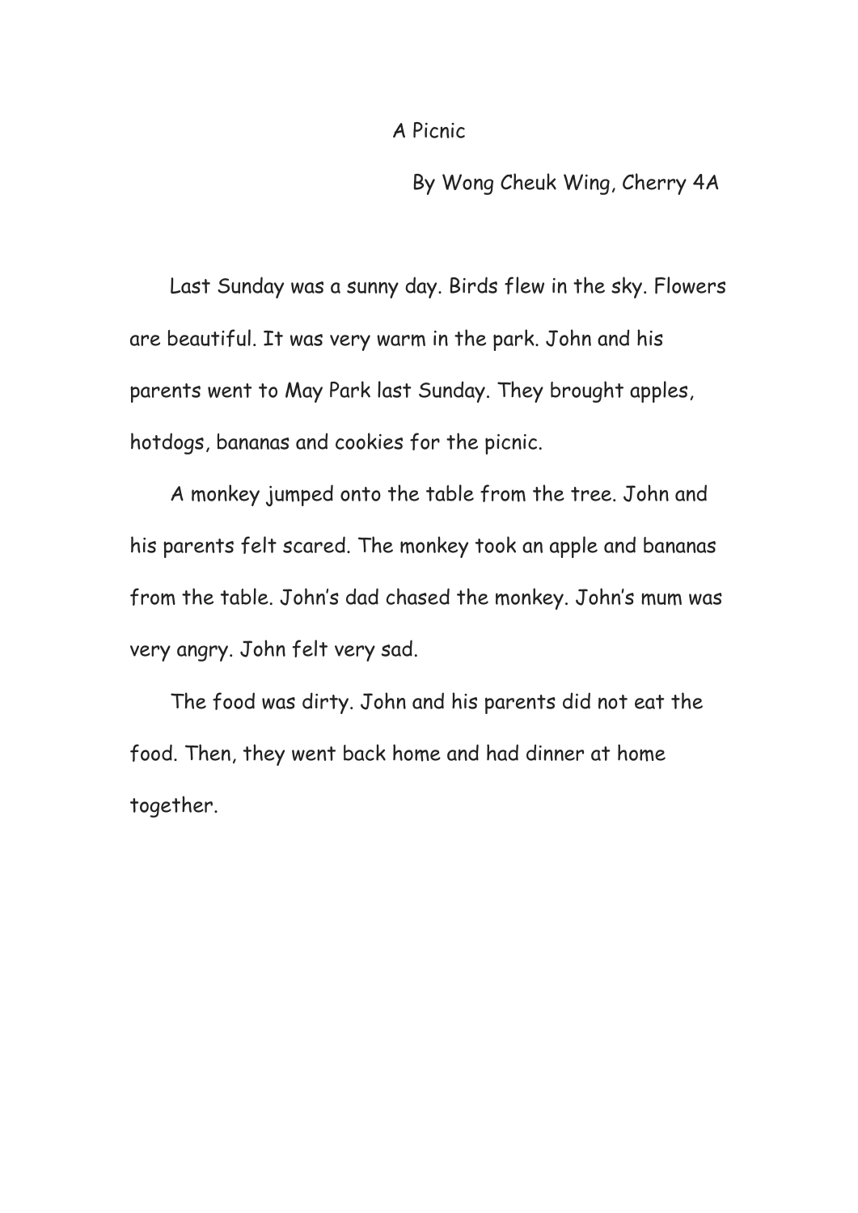# A Picnic

By Wong Cheuk Wing, Cherry 4A

Last Sunday was a sunny day. Birds flew in the sky. Flowers are beautiful. It was very warm in the park. John and his parents went to May Park last Sunday. They brought apples, hotdogs, bananas and cookies for the picnic.

A monkey jumped onto the table from the tree. John and his parents felt scared. The monkey took an apple and bananas from the table. John's dad chased the monkey. John's mum was very angry. John felt very sad.

The food was dirty. John and his parents did not eat the food. Then, they went back home and had dinner at home together.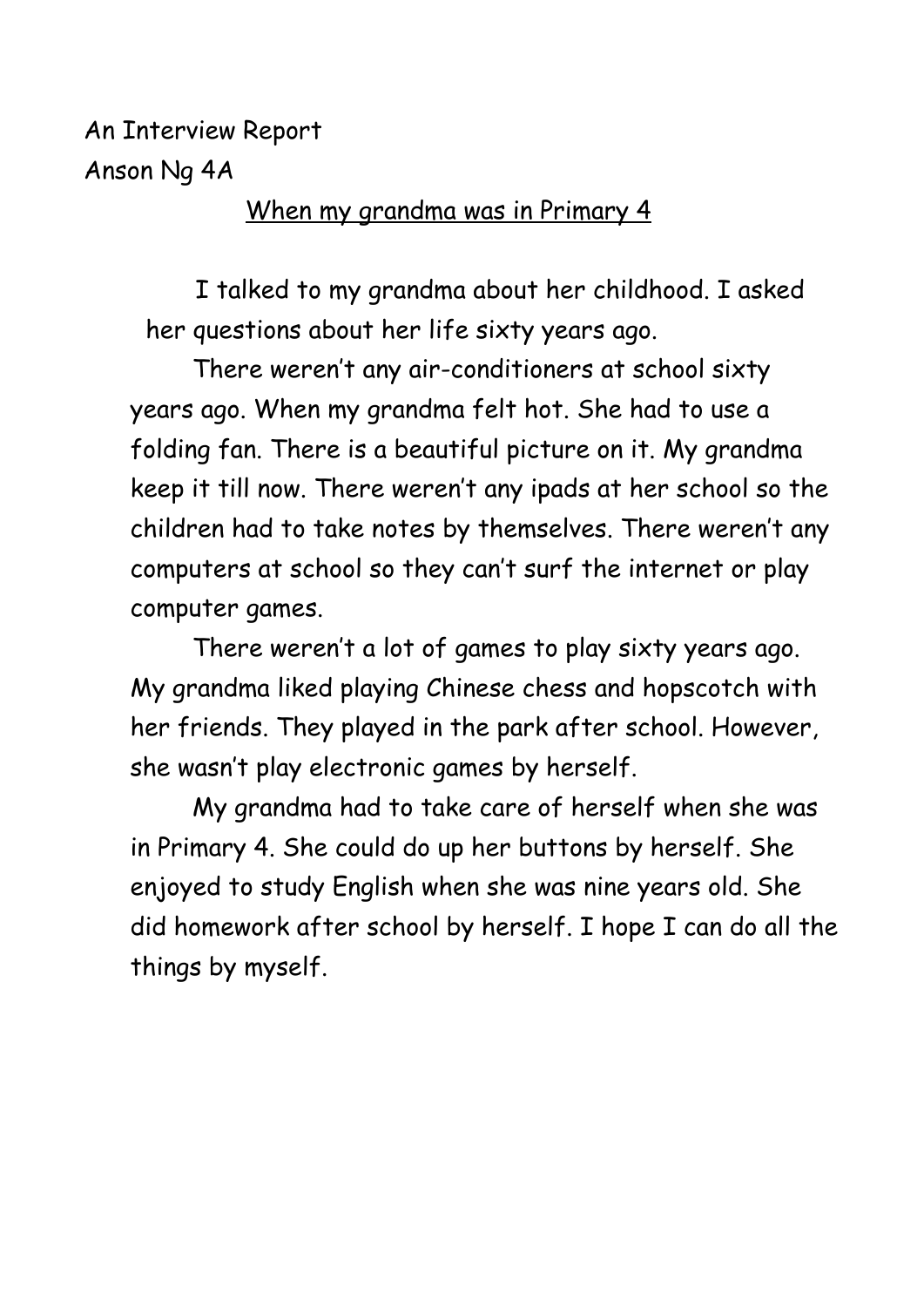An Interview Report

Anson Ng 4A

<u>When my grandma was in Primary 4</u>

I talked to my grandma about her childhood. I asked her questions about her life sixty years ago.

There weren't any air-conditioners at school sixty years ago. When my grandma felt hot. She had to use a folding fan. There is a beautiful picture on it. My grandma keep it till now. There weren't any ipads at her school so the children had to take notes by themselves. There weren't any computers at school so they can't surf the internet or play computer games.

There weren't a lot of games to play sixty years ago. My grandma liked playing Chinese chess and hopscotch with her friends. They played in the park after school. However, she wasn't play electronic games by herself.

My grandma had to take care of herself when she was in Primary 4. She could do up her buttons by herself. She enjoyed to study English when she was nine years old. She did homework after school by herself. I hope I can do all the things by myself.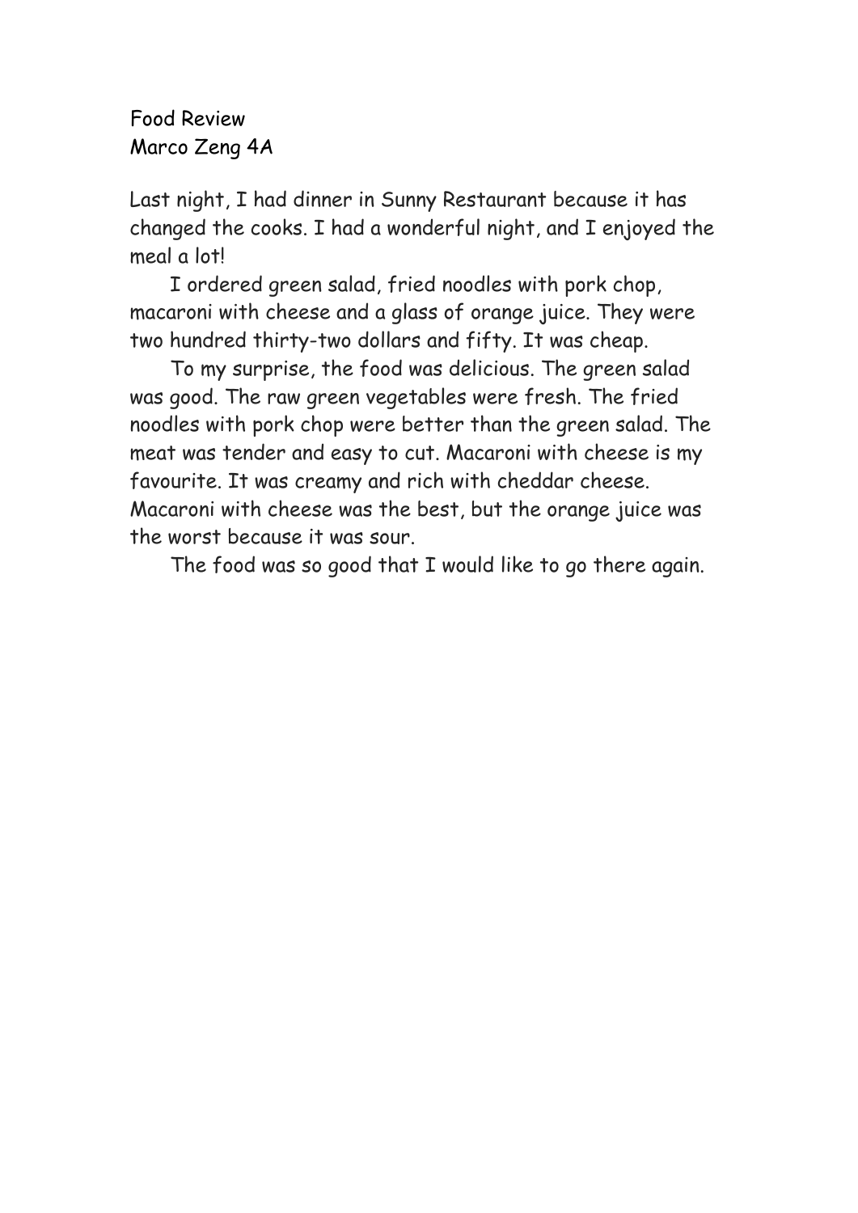Food Review
Marco Zeng 4A

Last night, I had dinner in Sunny Restaurant because it has changed the cooks. I had a wonderful night, and I enjoyed the meal a lot!

I ordered green salad, fried noodles with pork chop, macaroni with cheese and a glass of orange juice. They were two hundred thirty-two dollars and fifty. It was cheap.

To my surprise, the food was delicious. The green salad was good. The raw green vegetables were fresh. The fried noodles with pork chop were better than the green salad. The meat was tender and easy to cut. Macaroni with cheese is my favourite. It was creamy and rich with cheddar cheese. Macaroni with cheese was the best, but the orange juice was the worst because it was sour.

The food was so good that I would like to go there again.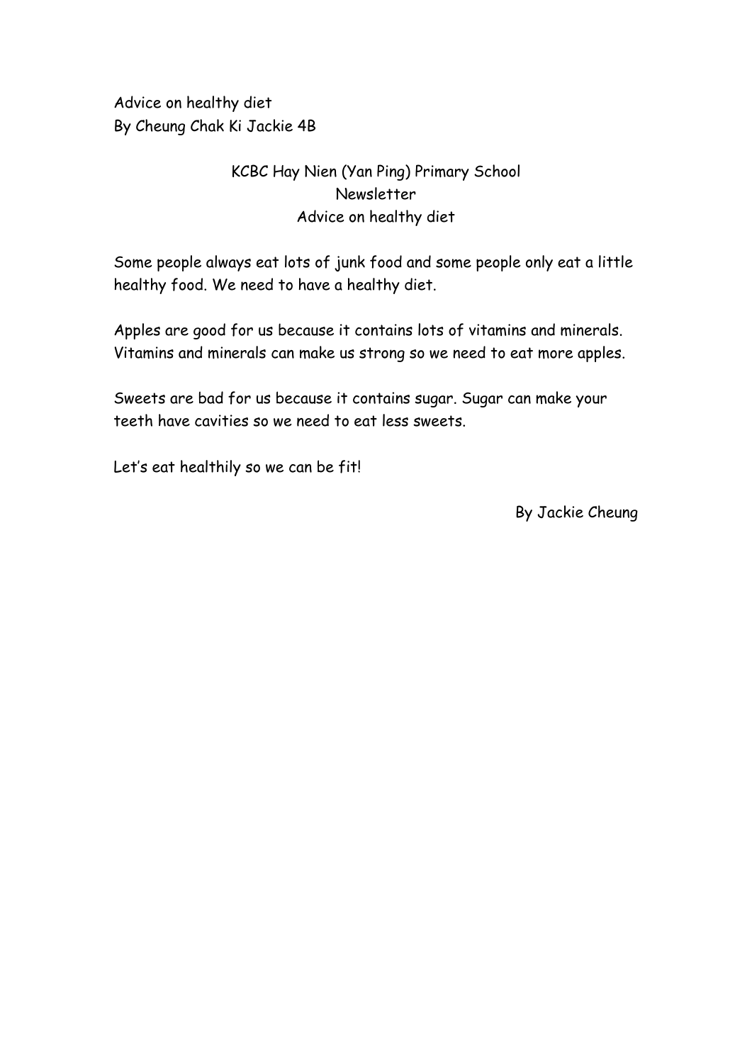Advice on healthy diet
By Cheung Chak Ki Jackie 4B

KCBC Hay Nien (Yan Ping) Primary School
Newsletter
Advice on healthy diet

Some people always eat lots of junk food and some people only eat a little healthy food. We need to have a healthy diet.

Apples are good for us because it contains lots of vitamins and minerals. Vitamins and minerals can make us strong so we need to eat more apples.

Sweets are bad for us because it contains sugar. Sugar can make your teeth have cavities so we need to eat less sweets.

Let's eat healthily so we can be fit!

By Jackie Cheung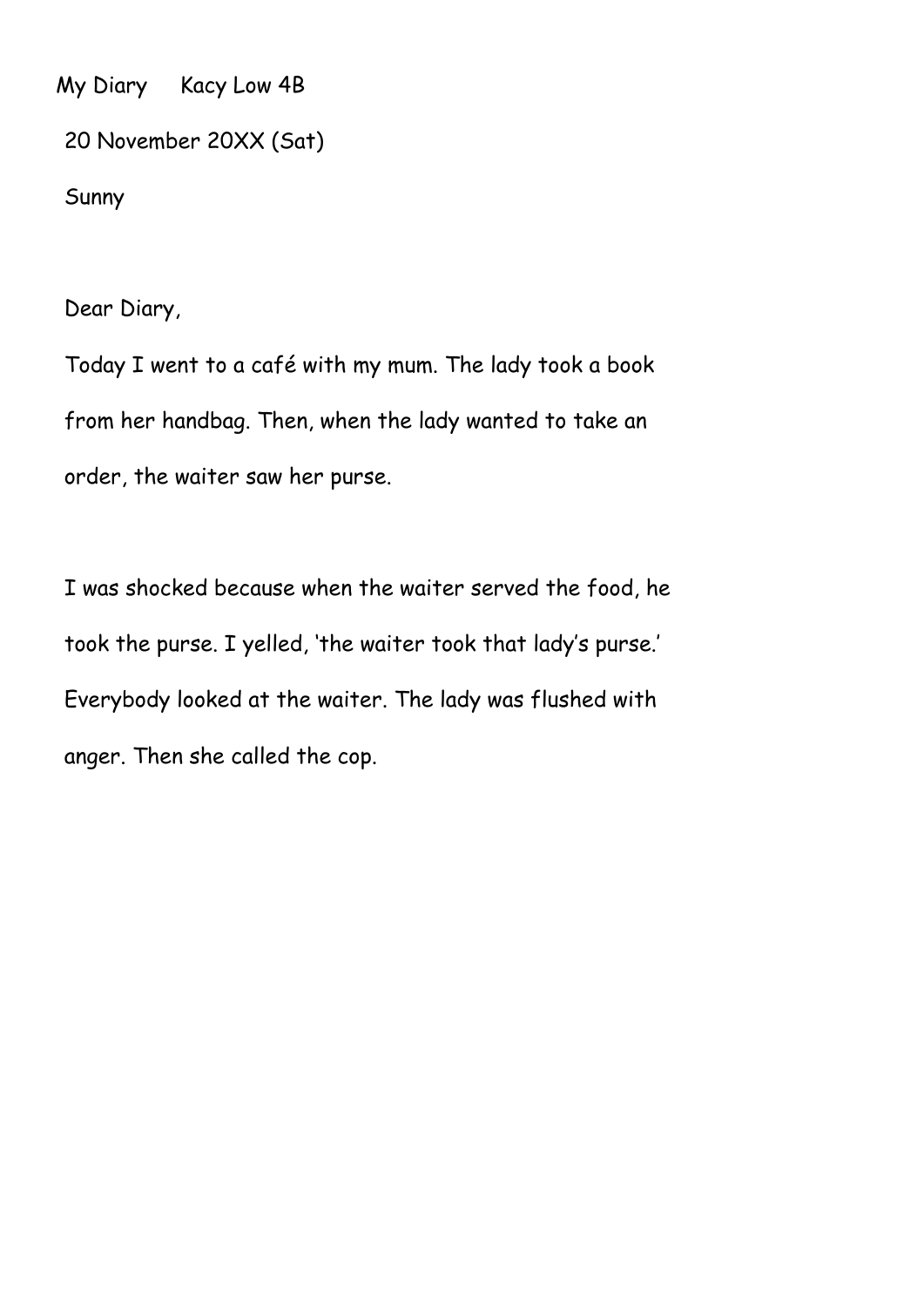My Diary Kacy Low 4B

20 November 20XX (Sat)

Sunny

Dear Diary,

Today I went to a café with my mum. The lady took a book from her handbag. Then, when the lady wanted to take an order, the waiter saw her purse.

I was shocked because when the waiter served the food, he took the purse. I yelled, 'the waiter took that lady's purse.' Everybody looked at the waiter. The lady was flushed with anger. Then she called the cop.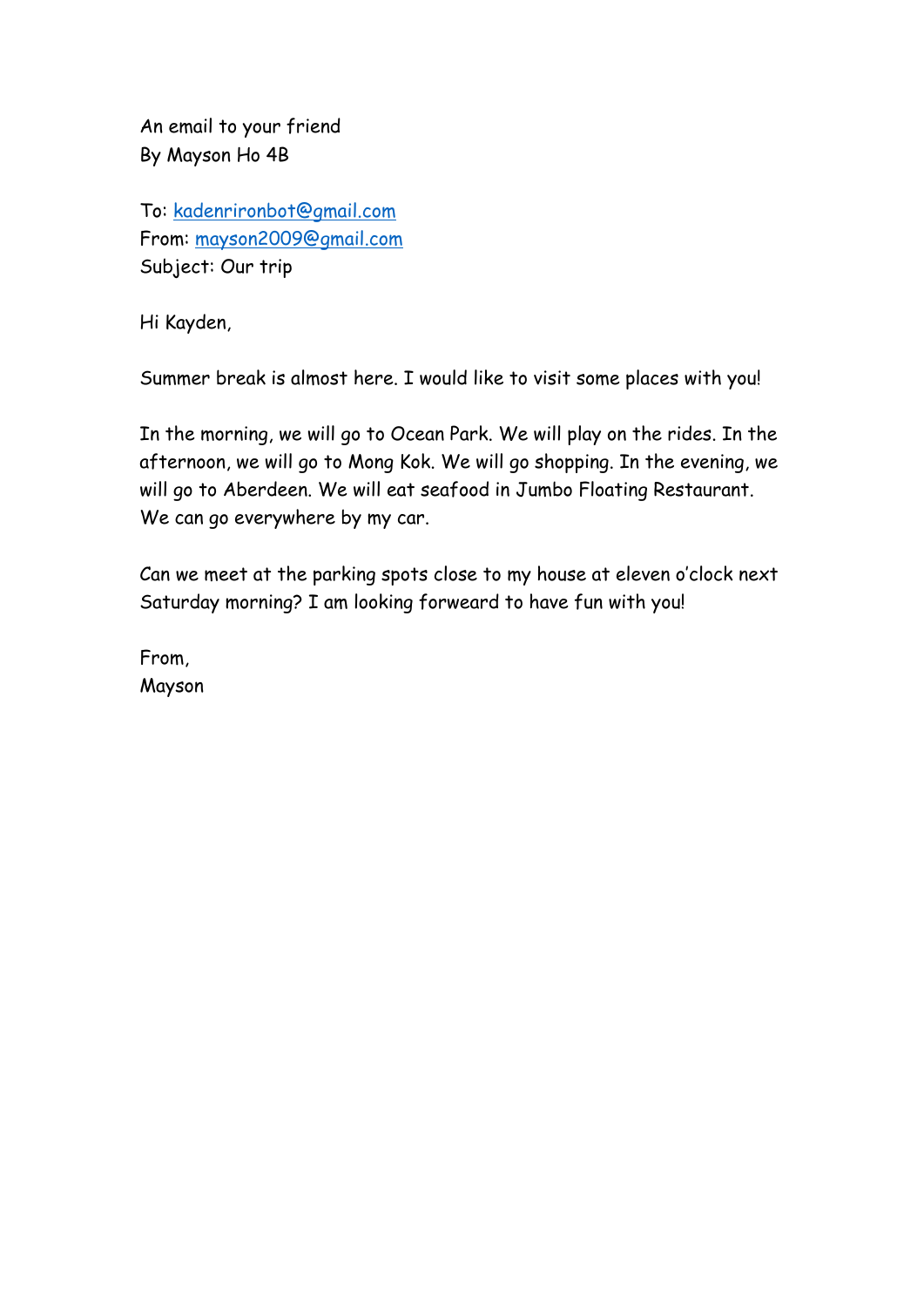An email to your friend
By Mayson Ho 4B

To: kadenrironbot@gmail.com
From: mayson2009@gmail.com
Subject: Our trip

Hi Kayden,

Summer break is almost here. I would like to visit some places with you!

In the morning, we will go to Ocean Park. We will play on the rides. In the afternoon, we will go to Mong Kok. We will go shopping. In the evening, we will go to Aberdeen. We will eat seafood in Jumbo Floating Restaurant. We can go everywhere by my car.

Can we meet at the parking spots close to my house at eleven o'clock next Saturday morning? I am looking forweard to have fun with you!

From,
Mayson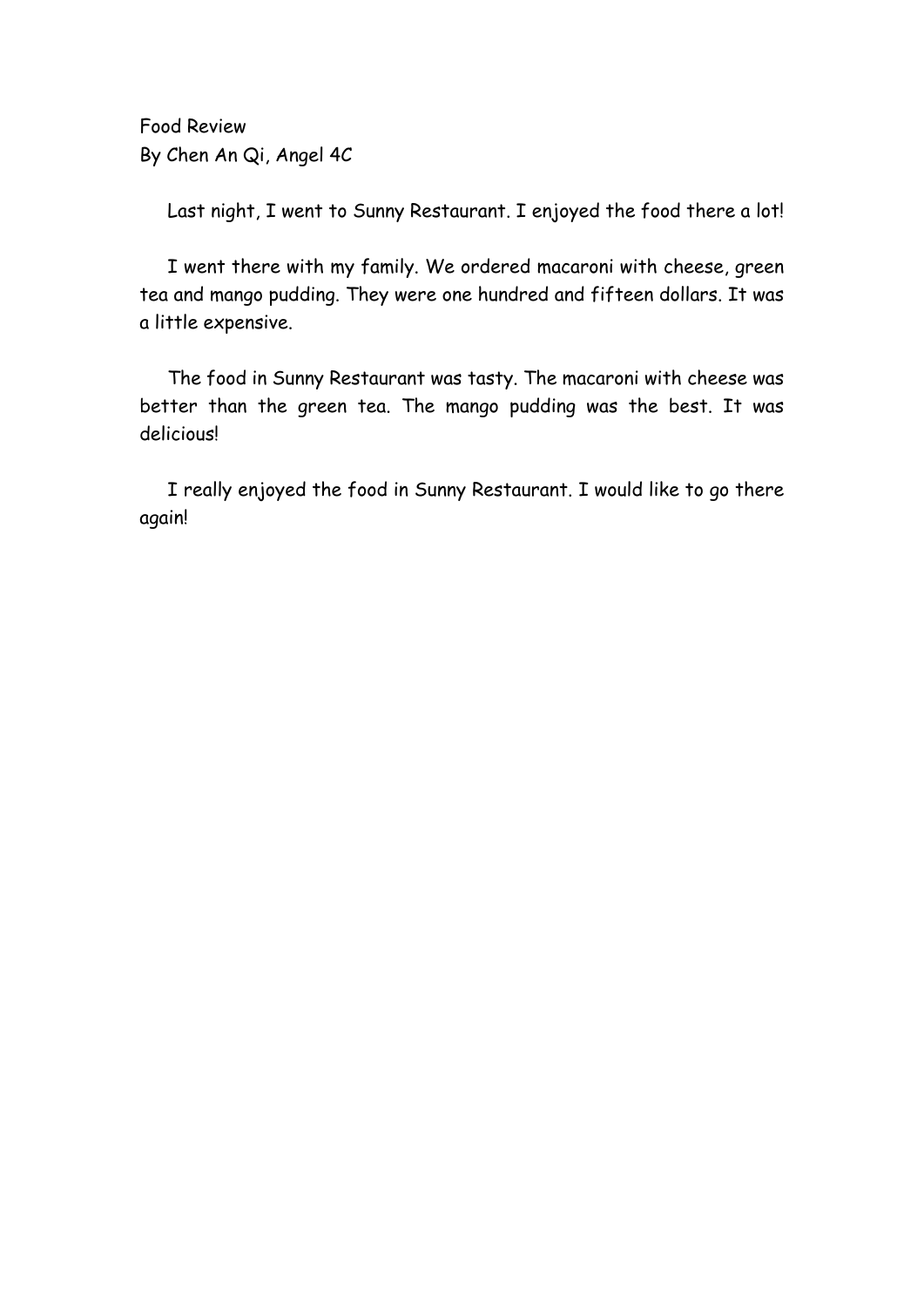Food Review
By Chen An Qi, Angel 4C

Last night, I went to Sunny Restaurant. I enjoyed the food there a lot!

I went there with my family. We ordered macaroni with cheese, green tea and mango pudding. They were one hundred and fifteen dollars. It was a little expensive.

The food in Sunny Restaurant was tasty. The macaroni with cheese was better than the green tea. The mango pudding was the best. It was delicious!

I really enjoyed the food in Sunny Restaurant. I would like to go there again!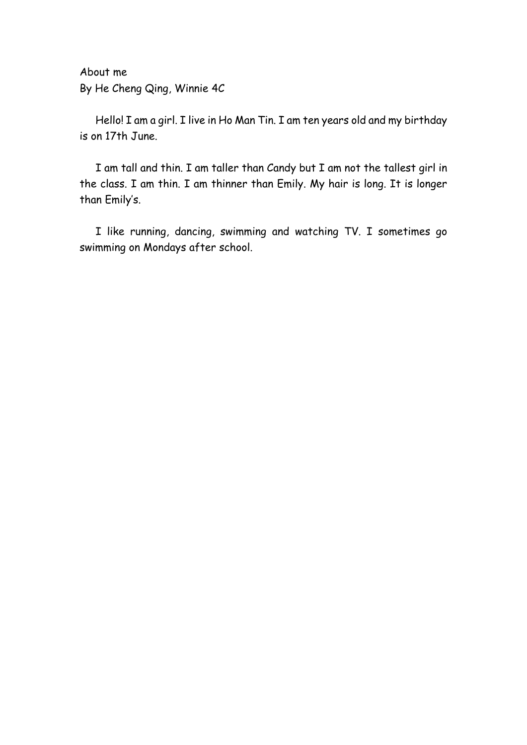About me

By He Cheng Qing, Winnie 4C

Hello! I am a girl. I live in Ho Man Tin. I am ten years old and my birthday is on 17th June.

I am tall and thin. I am taller than Candy but I am not the tallest girl in the class. I am thin. I am thinner than Emily. My hair is long. It is longer than Emily's.

I like running, dancing, swimming and watching TV. I sometimes go swimming on Mondays after school.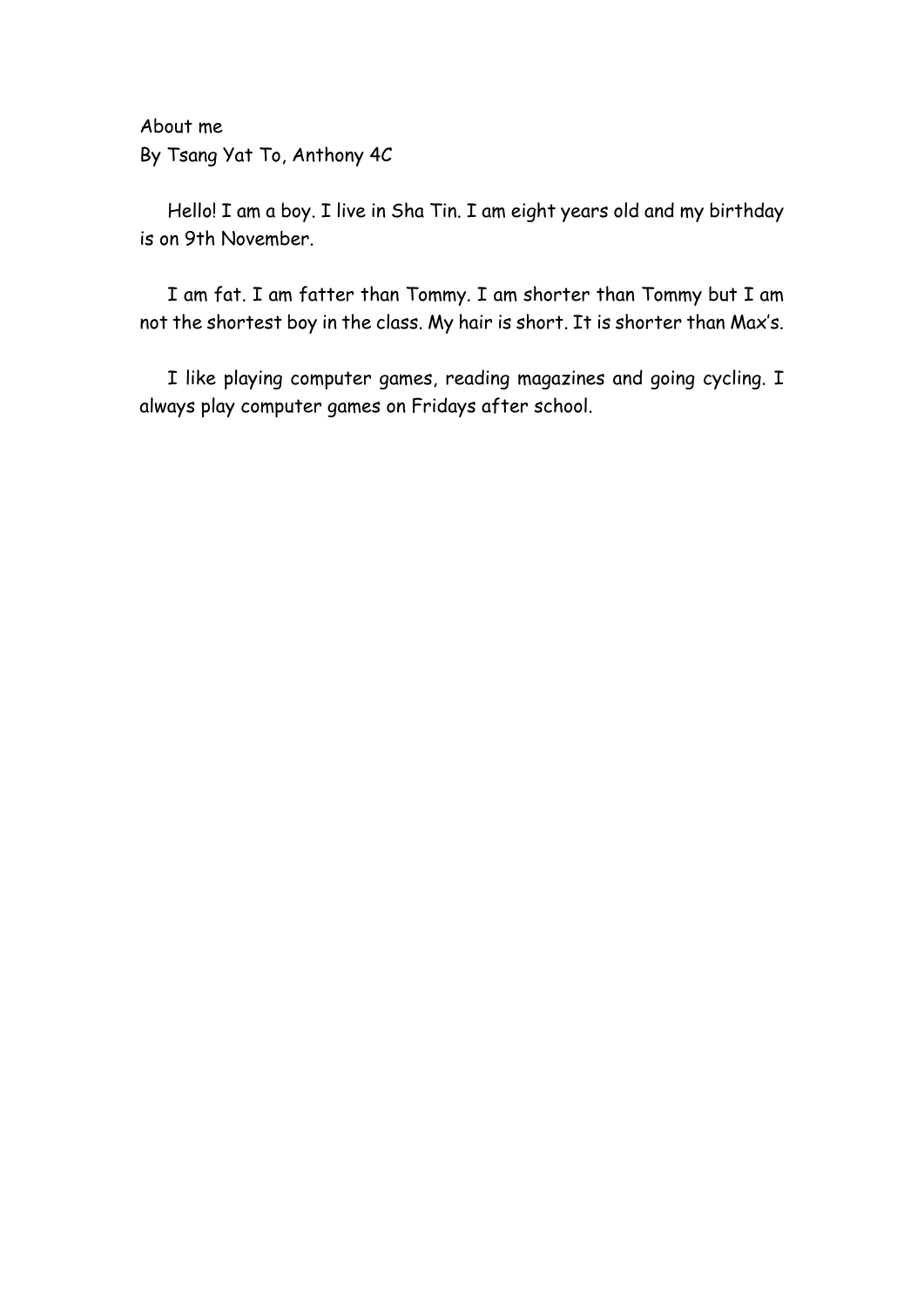About me

By Tsang Yat To, Anthony 4C

Hello! I am a boy. I live in Sha Tin. I am eight years old and my birthday is on 9th November.

I am fat. I am fatter than Tommy. I am shorter than Tommy but I am not the shortest boy in the class. My hair is short. It is shorter than Max's.

I like playing computer games, reading magazines and going cycling. I always play computer games on Fridays after school.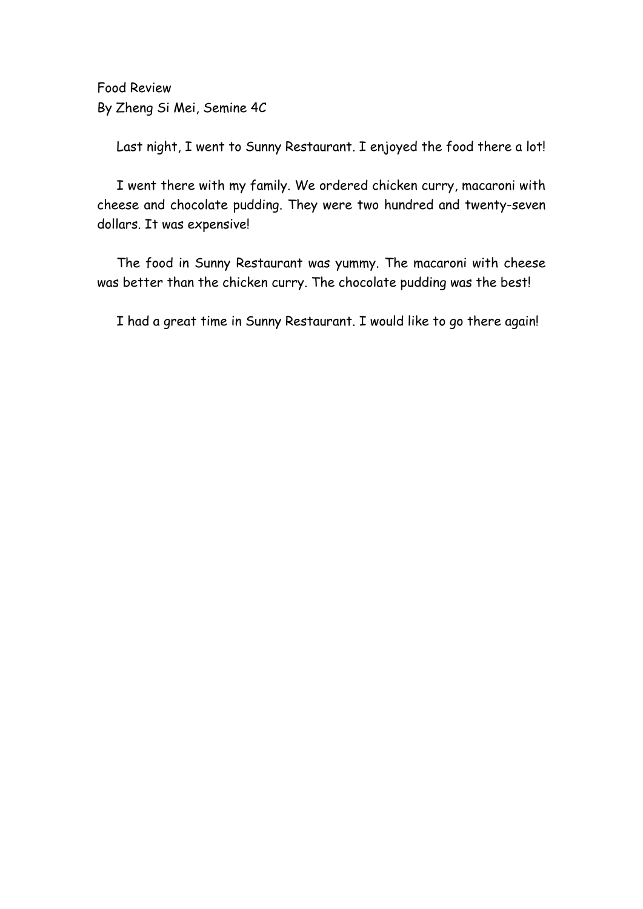Food Review
By Zheng Si Mei, Semine 4C

Last night, I went to Sunny Restaurant. I enjoyed the food there a lot!

I went there with my family. We ordered chicken curry, macaroni with cheese and chocolate pudding. They were two hundred and twenty-seven dollars. It was expensive!

The food in Sunny Restaurant was yummy. The macaroni with cheese was better than the chicken curry. The chocolate pudding was the best!

I had a great time in Sunny Restaurant. I would like to go there again!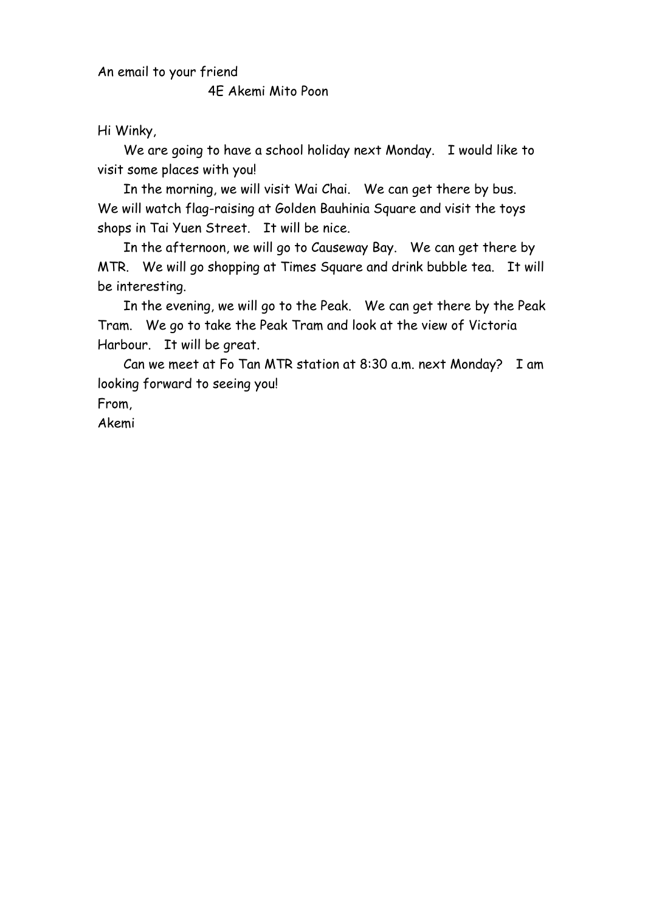An email to your friend

4E Akemi Mito Poon

Hi Winky,

We are going to have a school holiday next Monday. I would like to visit some places with you!

In the morning, we will visit Wai Chai. We can get there by bus. We will watch flag-raising at Golden Bauhinia Square and visit the toys shops in Tai Yuen Street. It will be nice.

In the afternoon, we will go to Causeway Bay. We can get there by MTR. We will go shopping at Times Square and drink bubble tea. It will be interesting.

In the evening, we will go to the Peak. We can get there by the Peak Tram. We go to take the Peak Tram and look at the view of Victoria Harbour. It will be great.

Can we meet at Fo Tan MTR station at 8:30 a.m. next Monday? I am looking forward to seeing you!

From,
Akemi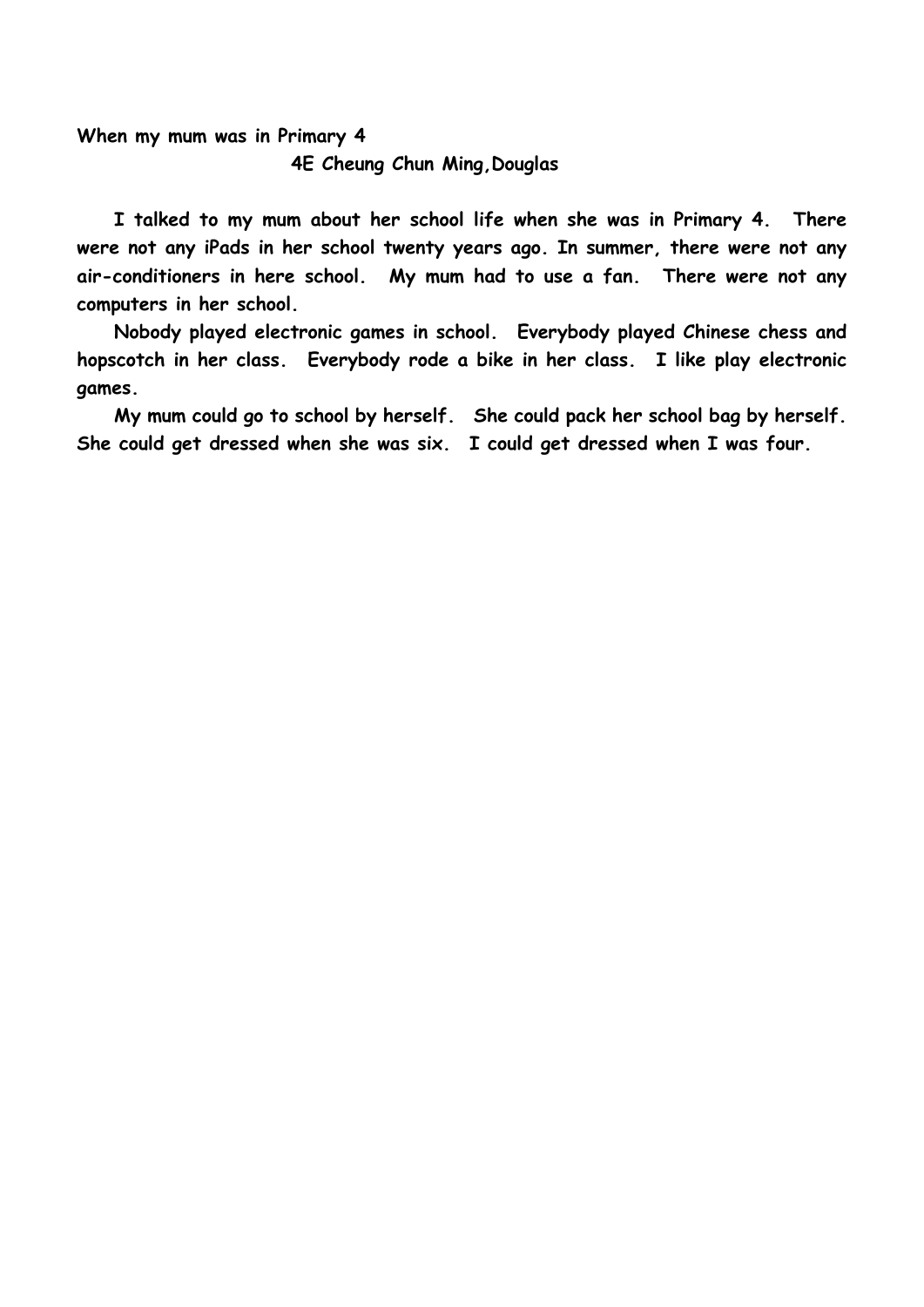**When my mum was in Primary 4**

**4E Cheung Chun Ming,Douglas**

**I talked to my mum about her school life when she was in Primary 4. There were not any iPads in her school twenty years ago. In summer, there were not any air-conditioners in here school. My mum had to use a fan. There were not any computers in her school.**

**Nobody played electronic games in school. Everybody played Chinese chess and hopscotch in her class. Everybody rode a bike in her class. I like play electronic games.**

**My mum could go to school by herself. She could pack her school bag by herself. She could get dressed when she was six. I could get dressed when I was four.**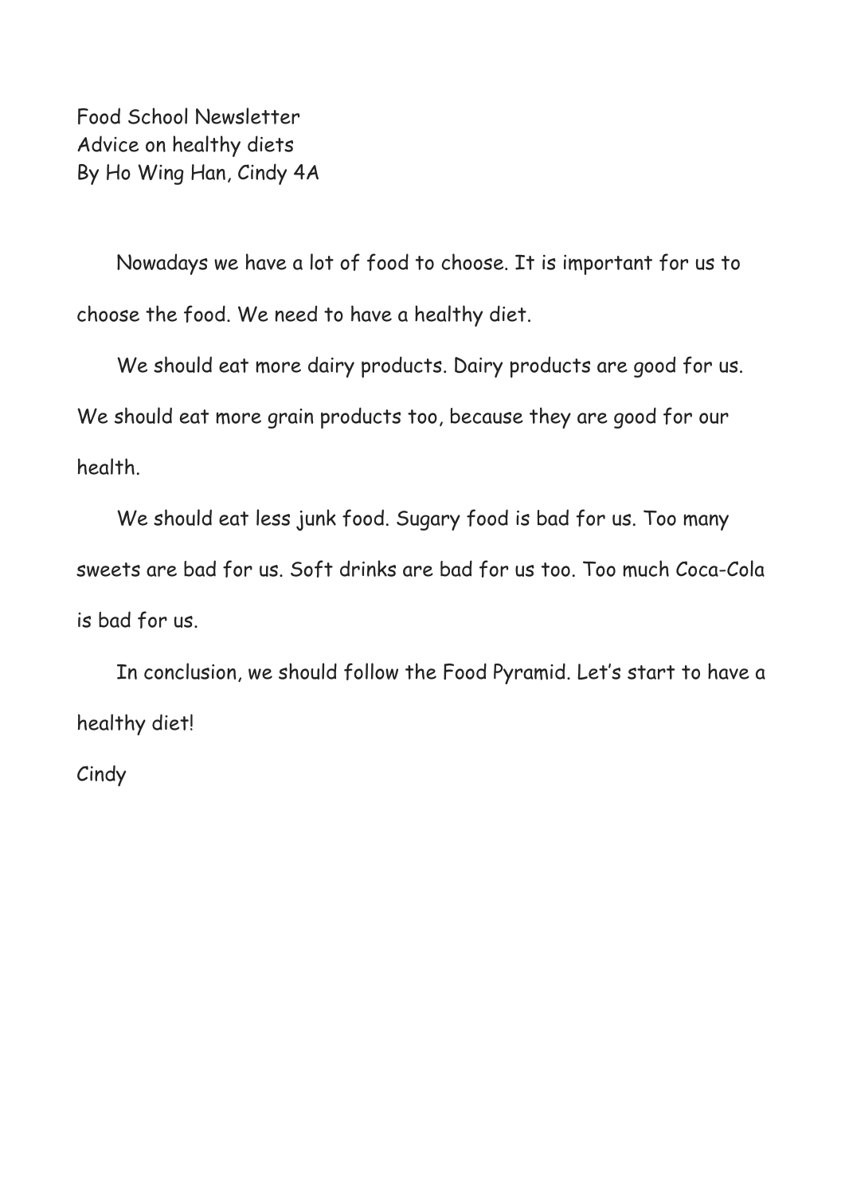Food School Newsletter
Advice on healthy diets
By Ho Wing Han, Cindy 4A

Nowadays we have a lot of food to choose. It is important for us to choose the food. We need to have a healthy diet.

We should eat more dairy products. Dairy products are good for us. We should eat more grain products too, because they are good for our health.

We should eat less junk food. Sugary food is bad for us. Too many sweets are bad for us. Soft drinks are bad for us too. Too much Coca-Cola is bad for us.

In conclusion, we should follow the Food Pyramid. Let's start to have a healthy diet!

Cindy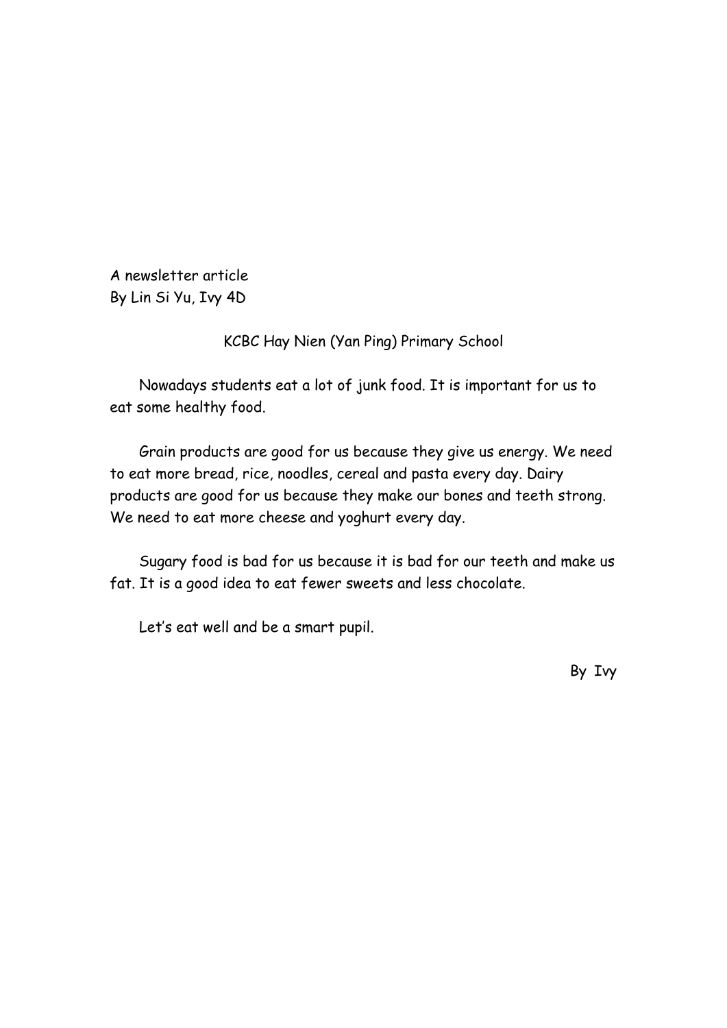A newsletter article
By Lin Si Yu, Ivy 4D

KCBC Hay Nien (Yan Ping) Primary School

Nowadays students eat a lot of junk food. It is important for us to eat some healthy food.

Grain products are good for us because they give us energy. We need to eat more bread, rice, noodles, cereal and pasta every day. Dairy products are good for us because they make our bones and teeth strong. We need to eat more cheese and yoghurt every day.

Sugary food is bad for us because it is bad for our teeth and make us fat. It is a good idea to eat fewer sweets and less chocolate.

Let's eat well and be a smart pupil.

By Ivy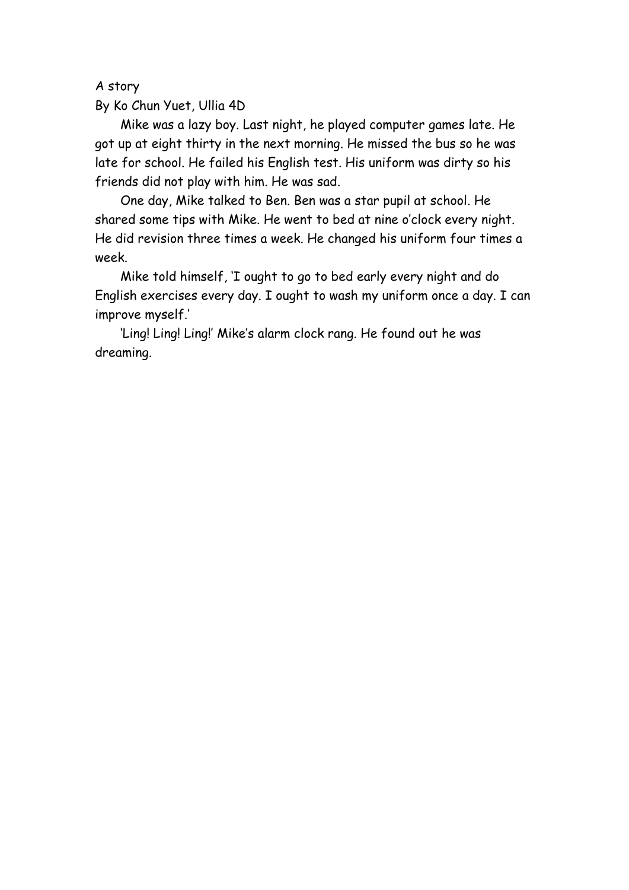A story

By Ko Chun Yuet, Ullia 4D

Mike was a lazy boy. Last night, he played computer games late. He got up at eight thirty in the next morning. He missed the bus so he was late for school. He failed his English test. His uniform was dirty so his friends did not play with him. He was sad.

One day, Mike talked to Ben. Ben was a star pupil at school. He shared some tips with Mike. He went to bed at nine o'clock every night. He did revision three times a week. He changed his uniform four times a week.

Mike told himself, 'I ought to go to bed early every night and do English exercises every day. I ought to wash my uniform once a day. I can improve myself.'

'Ling! Ling! Ling!' Mike's alarm clock rang. He found out he was dreaming.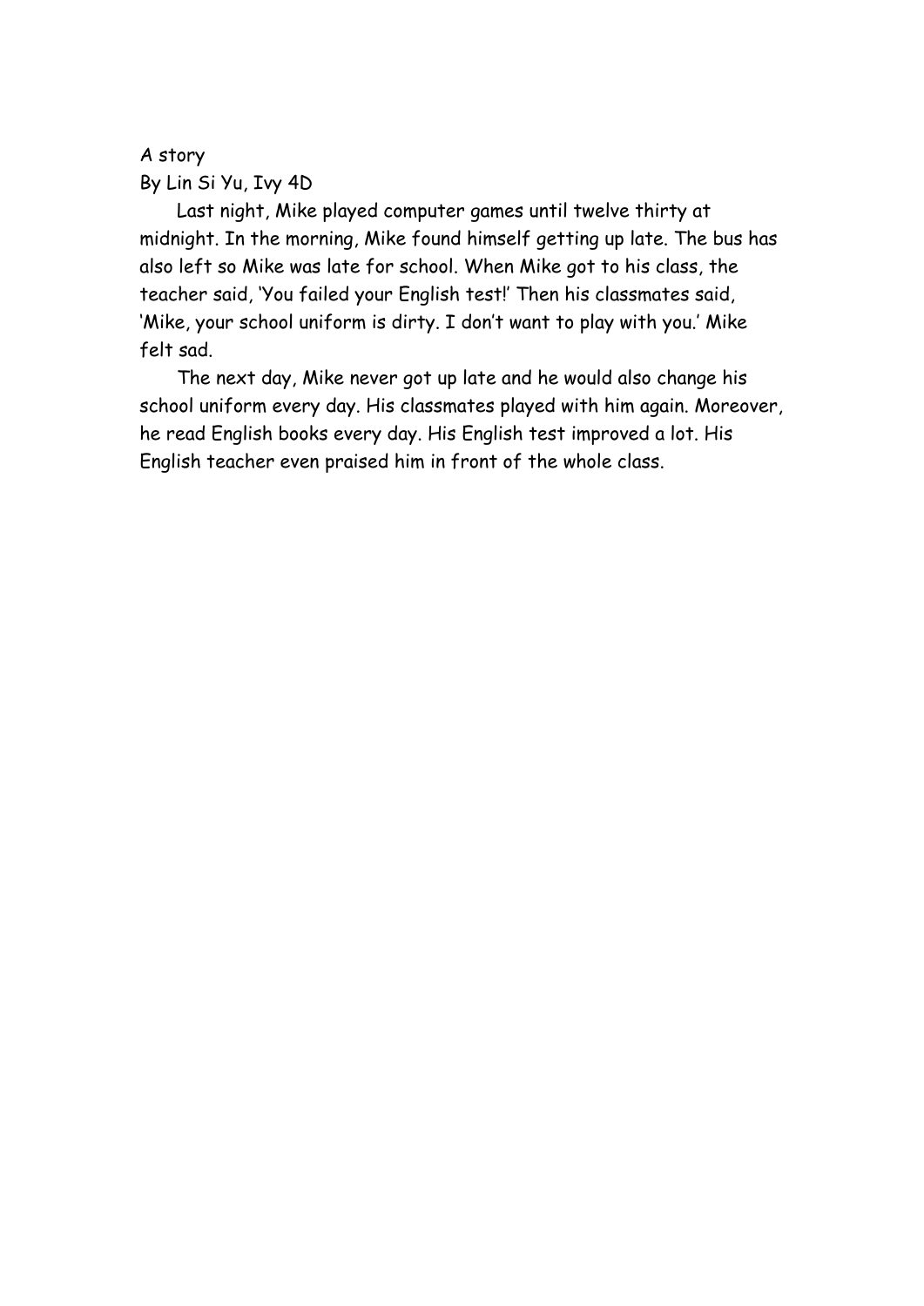A story

By Lin Si Yu, Ivy 4D

Last night, Mike played computer games until twelve thirty at midnight. In the morning, Mike found himself getting up late. The bus has also left so Mike was late for school. When Mike got to his class, the teacher said, 'You failed your English test!' Then his classmates said, 'Mike, your school uniform is dirty. I don't want to play with you.' Mike felt sad.

The next day, Mike never got up late and he would also change his school uniform every day. His classmates played with him again. Moreover, he read English books every day. His English test improved a lot. His English teacher even praised him in front of the whole class.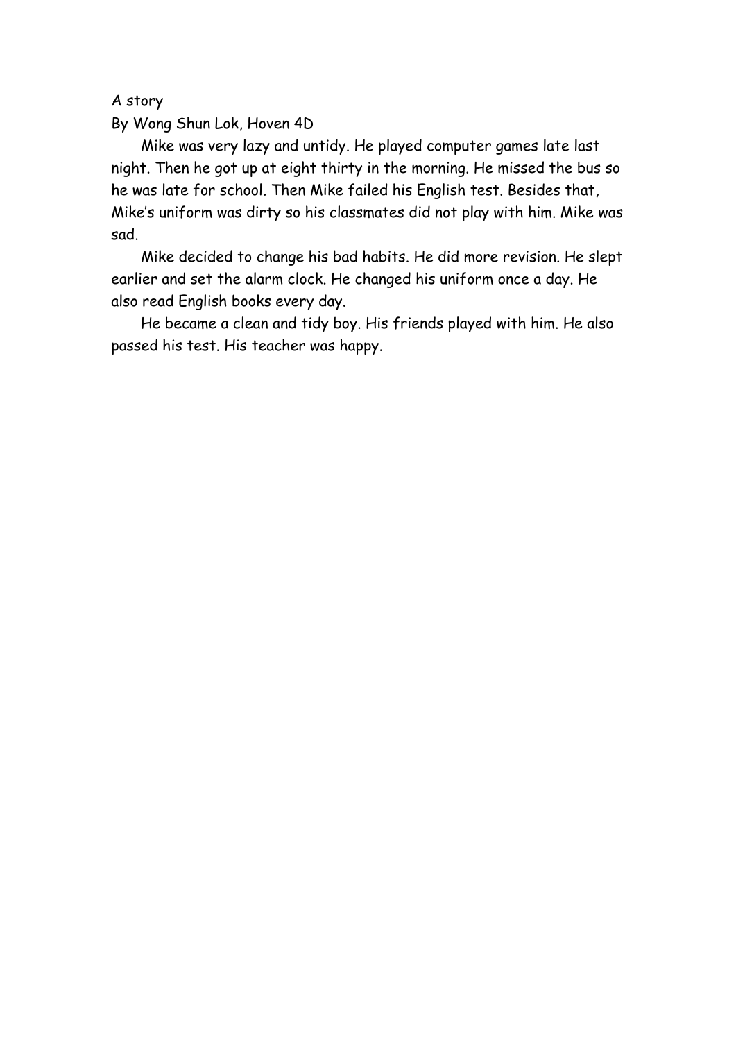A story

By Wong Shun Lok, Hoven 4D

Mike was very lazy and untidy. He played computer games late last night. Then he got up at eight thirty in the morning. He missed the bus so he was late for school. Then Mike failed his English test. Besides that, Mike's uniform was dirty so his classmates did not play with him. Mike was sad.

Mike decided to change his bad habits. He did more revision. He slept earlier and set the alarm clock. He changed his uniform once a day. He also read English books every day.

He became a clean and tidy boy. His friends played with him. He also passed his test. His teacher was happy.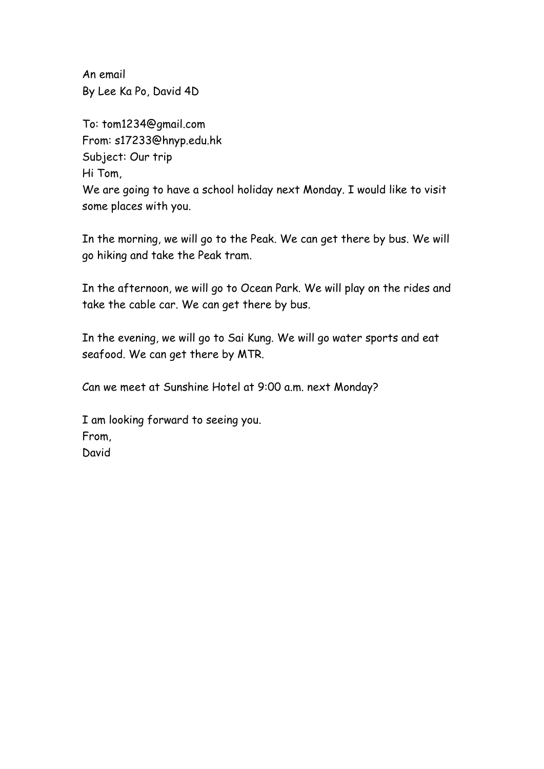An email
By Lee Ka Po, David 4D

To: tom1234@gmail.com
From: s17233@hnyp.edu.hk
Subject: Our trip
Hi Tom,
We are going to have a school holiday next Monday. I would like to visit some places with you.

In the morning, we will go to the Peak. We can get there by bus. We will go hiking and take the Peak tram.

In the afternoon, we will go to Ocean Park. We will play on the rides and take the cable car. We can get there by bus.

In the evening, we will go to Sai Kung. We will go water sports and eat seafood. We can get there by MTR.

Can we meet at Sunshine Hotel at 9:00 a.m. next Monday?

I am looking forward to seeing you.
From,
David